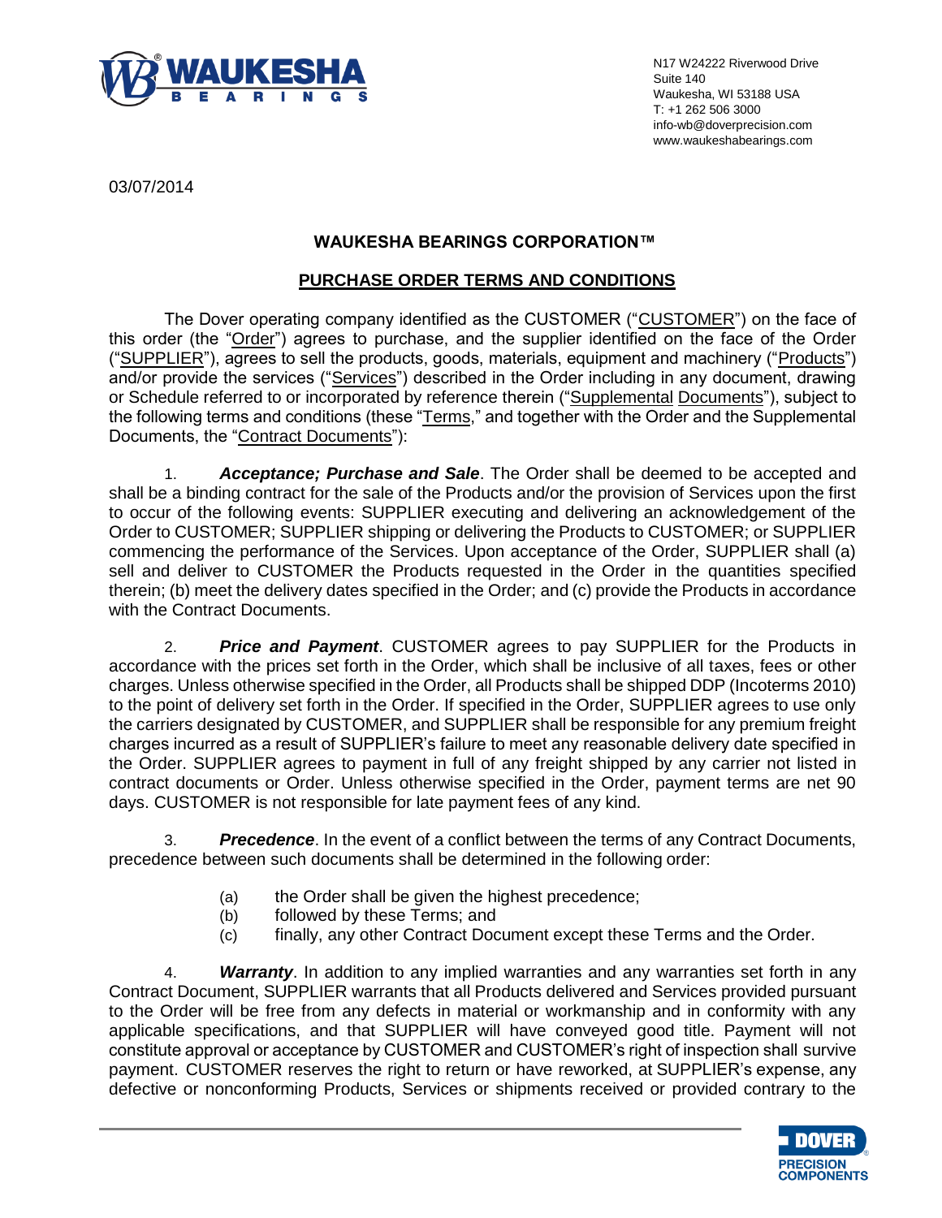N17 W24222 Riverwood Drive
Suite 140
Waukesha, WI 53188 USA
T: +1 262 506 3000
info-wb@doverprecision.com
www.waukeshabearings.com

03/07/2014

# WAUKESHA BEARINGS CORPORATION™

## PURCHASE ORDER TERMS AND CONDITIONS

The Dover operating company identified as the CUSTOMER ("CUSTOMER") on the face of this order (the "Order") agrees to purchase, and the supplier identified on the face of the Order ("SUPPLIER"), agrees to sell the products, goods, materials, equipment and machinery ("Products") and/or provide the services ("Services") described in the Order including in any document, drawing or Schedule referred to or incorporated by reference therein ("Supplemental Documents"), subject to the following terms and conditions (these "Terms," and together with the Order and the Supplemental Documents, the "Contract Documents"):

1. ***Acceptance; Purchase and Sale***. The Order shall be deemed to be accepted and shall be a binding contract for the sale of the Products and/or the provision of Services upon the first to occur of the following events: SUPPLIER executing and delivering an acknowledgement of the Order to CUSTOMER; SUPPLIER shipping or delivering the Products to CUSTOMER; or SUPPLIER commencing the performance of the Services. Upon acceptance of the Order, SUPPLIER shall (a) sell and deliver to CUSTOMER the Products requested in the Order in the quantities specified therein; (b) meet the delivery dates specified in the Order; and (c) provide the Products in accordance with the Contract Documents.

2. ***Price and Payment***. CUSTOMER agrees to pay SUPPLIER for the Products in accordance with the prices set forth in the Order, which shall be inclusive of all taxes, fees or other charges. Unless otherwise specified in the Order, all Products shall be shipped DDP (Incoterms 2010) to the point of delivery set forth in the Order. If specified in the Order, SUPPLIER agrees to use only the carriers designated by CUSTOMER, and SUPPLIER shall be responsible for any premium freight charges incurred as a result of SUPPLIER's failure to meet any reasonable delivery date specified in the Order. SUPPLIER agrees to payment in full of any freight shipped by any carrier not listed in contract documents or Order. Unless otherwise specified in the Order, payment terms are net 90 days. CUSTOMER is not responsible for late payment fees of any kind.

3. ***Precedence***. In the event of a conflict between the terms of any Contract Documents, precedence between such documents shall be determined in the following order:

   (a) the Order shall be given the highest precedence;
   (b) followed by these Terms; and
   (c) finally, any other Contract Document except these Terms and the Order.

4. ***Warranty***. In addition to any implied warranties and any warranties set forth in any Contract Document, SUPPLIER warrants that all Products delivered and Services provided pursuant to the Order will be free from any defects in material or workmanship and in conformity with any applicable specifications, and that SUPPLIER will have conveyed good title. Payment will not constitute approval or acceptance by CUSTOMER and CUSTOMER's right of inspection shall survive payment. CUSTOMER reserves the right to return or have reworked, at SUPPLIER's expense, any defective or nonconforming Products, Services or shipments received or provided contrary to the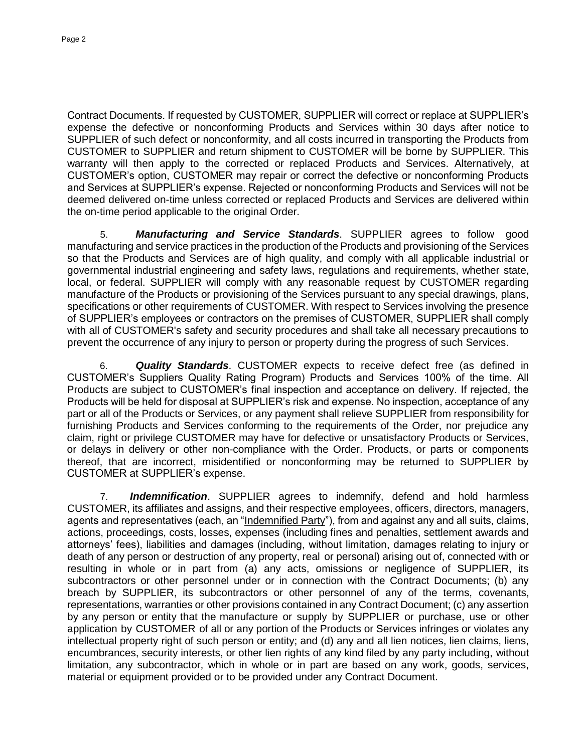Contract Documents. If requested by CUSTOMER, SUPPLIER will correct or replace at SUPPLIER's expense the defective or nonconforming Products and Services within 30 days after notice to SUPPLIER of such defect or nonconformity, and all costs incurred in transporting the Products from CUSTOMER to SUPPLIER and return shipment to CUSTOMER will be borne by SUPPLIER. This warranty will then apply to the corrected or replaced Products and Services. Alternatively, at CUSTOMER's option, CUSTOMER may repair or correct the defective or nonconforming Products and Services at SUPPLIER's expense. Rejected or nonconforming Products and Services will not be deemed delivered on-time unless corrected or replaced Products and Services are delivered within the on-time period applicable to the original Order.

5. ***Manufacturing and Service Standards***. SUPPLIER agrees to follow good manufacturing and service practices in the production of the Products and provisioning of the Services so that the Products and Services are of high quality, and comply with all applicable industrial or governmental industrial engineering and safety laws, regulations and requirements, whether state, local, or federal. SUPPLIER will comply with any reasonable request by CUSTOMER regarding manufacture of the Products or provisioning of the Services pursuant to any special drawings, plans, specifications or other requirements of CUSTOMER. With respect to Services involving the presence of SUPPLIER's employees or contractors on the premises of CUSTOMER, SUPPLIER shall comply with all of CUSTOMER's safety and security procedures and shall take all necessary precautions to prevent the occurrence of any injury to person or property during the progress of such Services.

6. ***Quality Standards***. CUSTOMER expects to receive defect free (as defined in CUSTOMER's Suppliers Quality Rating Program) Products and Services 100% of the time. All Products are subject to CUSTOMER's final inspection and acceptance on delivery. If rejected, the Products will be held for disposal at SUPPLIER's risk and expense. No inspection, acceptance of any part or all of the Products or Services, or any payment shall relieve SUPPLIER from responsibility for furnishing Products and Services conforming to the requirements of the Order, nor prejudice any claim, right or privilege CUSTOMER may have for defective or unsatisfactory Products or Services, or delays in delivery or other non-compliance with the Order. Products, or parts or components thereof, that are incorrect, misidentified or nonconforming may be returned to SUPPLIER by CUSTOMER at SUPPLIER's expense.

7. ***Indemnification***. SUPPLIER agrees to indemnify, defend and hold harmless CUSTOMER, its affiliates and assigns, and their respective employees, officers, directors, managers, agents and representatives (each, an "Indemnified Party"), from and against any and all suits, claims, actions, proceedings, costs, losses, expenses (including fines and penalties, settlement awards and attorneys' fees), liabilities and damages (including, without limitation, damages relating to injury or death of any person or destruction of any property, real or personal) arising out of, connected with or resulting in whole or in part from (a) any acts, omissions or negligence of SUPPLIER, its subcontractors or other personnel under or in connection with the Contract Documents; (b) any breach by SUPPLIER, its subcontractors or other personnel of any of the terms, covenants, representations, warranties or other provisions contained in any Contract Document; (c) any assertion by any person or entity that the manufacture or supply by SUPPLIER or purchase, use or other application by CUSTOMER of all or any portion of the Products or Services infringes or violates any intellectual property right of such person or entity; and (d) any and all lien notices, lien claims, liens, encumbrances, security interests, or other lien rights of any kind filed by any party including, without limitation, any subcontractor, which in whole or in part are based on any work, goods, services, material or equipment provided or to be provided under any Contract Document.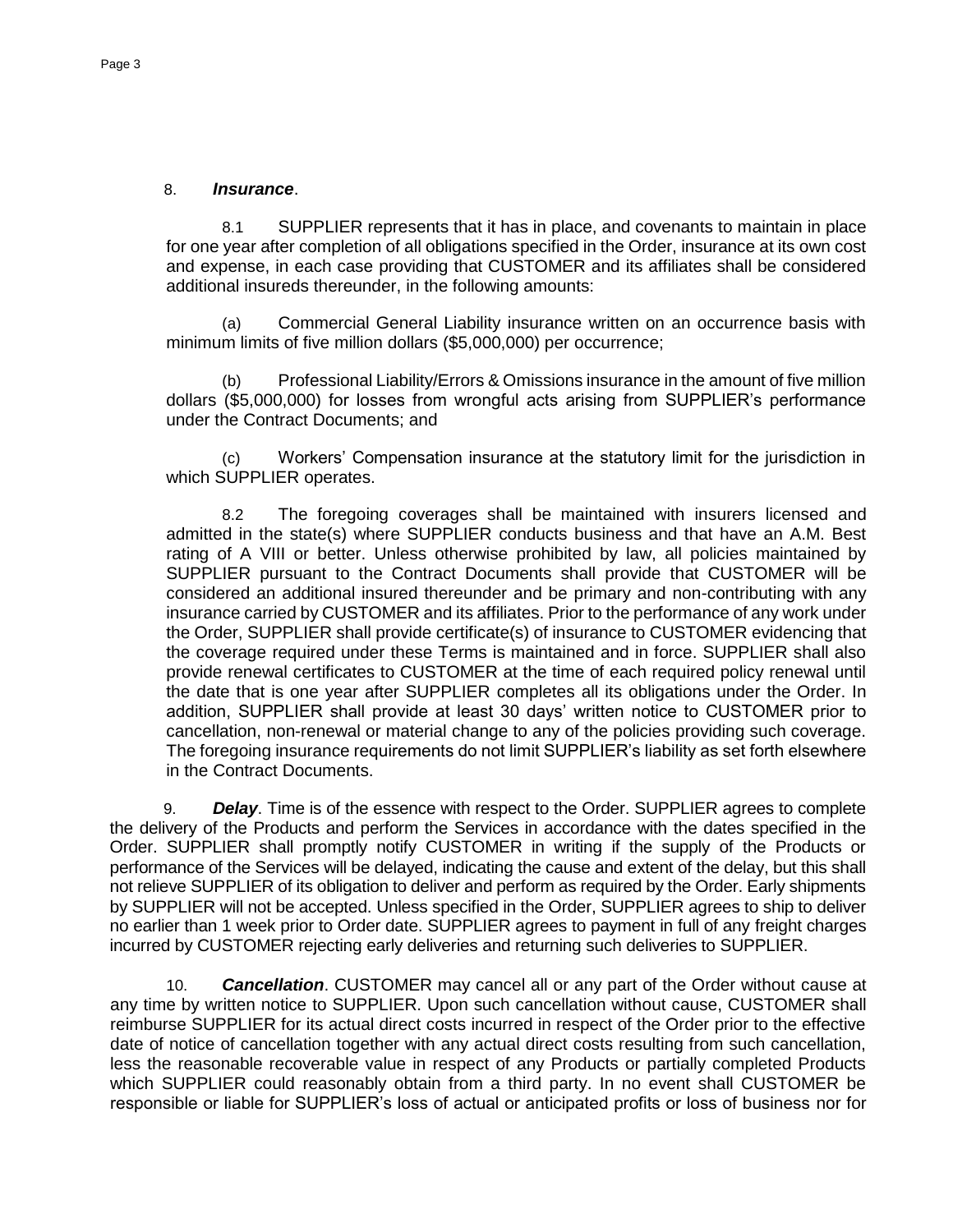8. ***Insurance***.

8.1 SUPPLIER represents that it has in place, and covenants to maintain in place for one year after completion of all obligations specified in the Order, insurance at its own cost and expense, in each case providing that CUSTOMER and its affiliates shall be considered additional insureds thereunder, in the following amounts:

(a) Commercial General Liability insurance written on an occurrence basis with minimum limits of five million dollars ($5,000,000) per occurrence;

(b) Professional Liability/Errors & Omissions insurance in the amount of five million dollars ($5,000,000) for losses from wrongful acts arising from SUPPLIER's performance under the Contract Documents; and

(c) Workers' Compensation insurance at the statutory limit for the jurisdiction in which SUPPLIER operates.

8.2 The foregoing coverages shall be maintained with insurers licensed and admitted in the state(s) where SUPPLIER conducts business and that have an A.M. Best rating of A VIII or better. Unless otherwise prohibited by law, all policies maintained by SUPPLIER pursuant to the Contract Documents shall provide that CUSTOMER will be considered an additional insured thereunder and be primary and non-contributing with any insurance carried by CUSTOMER and its affiliates. Prior to the performance of any work under the Order, SUPPLIER shall provide certificate(s) of insurance to CUSTOMER evidencing that the coverage required under these Terms is maintained and in force. SUPPLIER shall also provide renewal certificates to CUSTOMER at the time of each required policy renewal until the date that is one year after SUPPLIER completes all its obligations under the Order. In addition, SUPPLIER shall provide at least 30 days' written notice to CUSTOMER prior to cancellation, non-renewal or material change to any of the policies providing such coverage. The foregoing insurance requirements do not limit SUPPLIER's liability as set forth elsewhere in the Contract Documents.

9. ***Delay***. Time is of the essence with respect to the Order. SUPPLIER agrees to complete the delivery of the Products and perform the Services in accordance with the dates specified in the Order. SUPPLIER shall promptly notify CUSTOMER in writing if the supply of the Products or performance of the Services will be delayed, indicating the cause and extent of the delay, but this shall not relieve SUPPLIER of its obligation to deliver and perform as required by the Order. Early shipments by SUPPLIER will not be accepted. Unless specified in the Order, SUPPLIER agrees to ship to deliver no earlier than 1 week prior to Order date. SUPPLIER agrees to payment in full of any freight charges incurred by CUSTOMER rejecting early deliveries and returning such deliveries to SUPPLIER.

10. ***Cancellation***. CUSTOMER may cancel all or any part of the Order without cause at any time by written notice to SUPPLIER. Upon such cancellation without cause, CUSTOMER shall reimburse SUPPLIER for its actual direct costs incurred in respect of the Order prior to the effective date of notice of cancellation together with any actual direct costs resulting from such cancellation, less the reasonable recoverable value in respect of any Products or partially completed Products which SUPPLIER could reasonably obtain from a third party. In no event shall CUSTOMER be responsible or liable for SUPPLIER's loss of actual or anticipated profits or loss of business nor for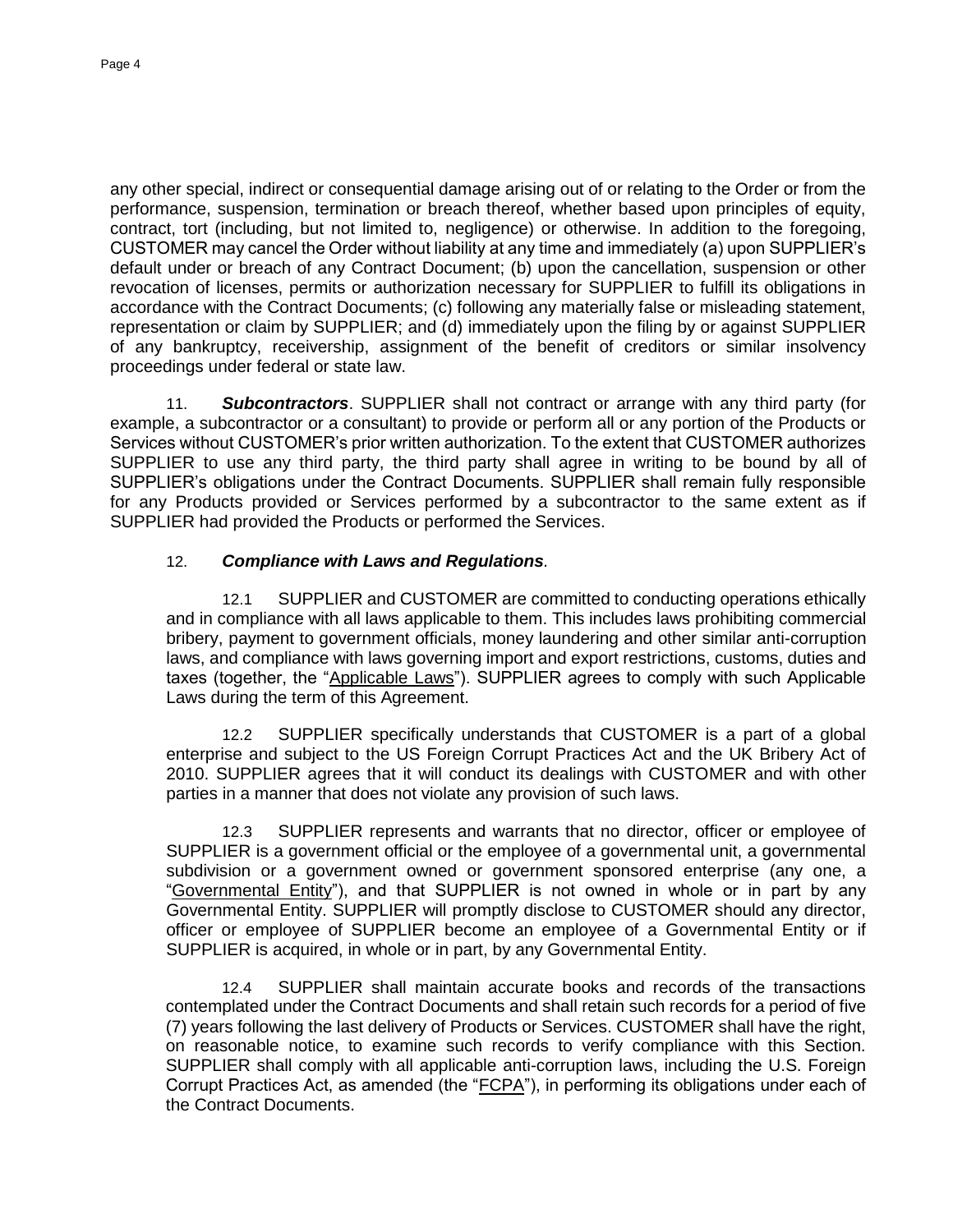any other special, indirect or consequential damage arising out of or relating to the Order or from the performance, suspension, termination or breach thereof, whether based upon principles of equity, contract, tort (including, but not limited to, negligence) or otherwise. In addition to the foregoing, CUSTOMER may cancel the Order without liability at any time and immediately (a) upon SUPPLIER's default under or breach of any Contract Document; (b) upon the cancellation, suspension or other revocation of licenses, permits or authorization necessary for SUPPLIER to fulfill its obligations in accordance with the Contract Documents; (c) following any materially false or misleading statement, representation or claim by SUPPLIER; and (d) immediately upon the filing by or against SUPPLIER of any bankruptcy, receivership, assignment of the benefit of creditors or similar insolvency proceedings under federal or state law.

11. ***Subcontractors***. SUPPLIER shall not contract or arrange with any third party (for example, a subcontractor or a consultant) to provide or perform all or any portion of the Products or Services without CUSTOMER's prior written authorization. To the extent that CUSTOMER authorizes SUPPLIER to use any third party, the third party shall agree in writing to be bound by all of SUPPLIER's obligations under the Contract Documents. SUPPLIER shall remain fully responsible for any Products provided or Services performed by a subcontractor to the same extent as if SUPPLIER had provided the Products or performed the Services.

12. ***Compliance with Laws and Regulations***.

12.1 SUPPLIER and CUSTOMER are committed to conducting operations ethically and in compliance with all laws applicable to them. This includes laws prohibiting commercial bribery, payment to government officials, money laundering and other similar anti-corruption laws, and compliance with laws governing import and export restrictions, customs, duties and taxes (together, the "Applicable Laws"). SUPPLIER agrees to comply with such Applicable Laws during the term of this Agreement.

12.2 SUPPLIER specifically understands that CUSTOMER is a part of a global enterprise and subject to the US Foreign Corrupt Practices Act and the UK Bribery Act of 2010. SUPPLIER agrees that it will conduct its dealings with CUSTOMER and with other parties in a manner that does not violate any provision of such laws.

12.3 SUPPLIER represents and warrants that no director, officer or employee of SUPPLIER is a government official or the employee of a governmental unit, a governmental subdivision or a government owned or government sponsored enterprise (any one, a "Governmental Entity"), and that SUPPLIER is not owned in whole or in part by any Governmental Entity. SUPPLIER will promptly disclose to CUSTOMER should any director, officer or employee of SUPPLIER become an employee of a Governmental Entity or if SUPPLIER is acquired, in whole or in part, by any Governmental Entity.

12.4 SUPPLIER shall maintain accurate books and records of the transactions contemplated under the Contract Documents and shall retain such records for a period of five (7) years following the last delivery of Products or Services. CUSTOMER shall have the right, on reasonable notice, to examine such records to verify compliance with this Section. SUPPLIER shall comply with all applicable anti-corruption laws, including the U.S. Foreign Corrupt Practices Act, as amended (the "FCPA"), in performing its obligations under each of the Contract Documents.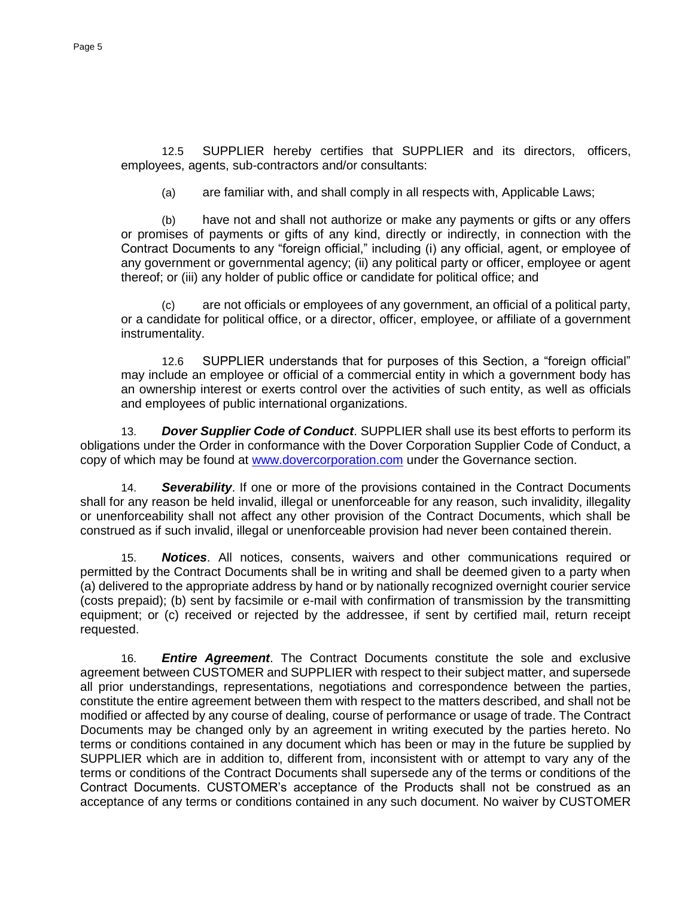12.5 SUPPLIER hereby certifies that SUPPLIER and its directors, officers, employees, agents, sub-contractors and/or consultants:

(a) are familiar with, and shall comply in all respects with, Applicable Laws;

(b) have not and shall not authorize or make any payments or gifts or any offers or promises of payments or gifts of any kind, directly or indirectly, in connection with the Contract Documents to any "foreign official," including (i) any official, agent, or employee of any government or governmental agency; (ii) any political party or officer, employee or agent thereof; or (iii) any holder of public office or candidate for political office; and

(c) are not officials or employees of any government, an official of a political party, or a candidate for political office, or a director, officer, employee, or affiliate of a government instrumentality.

12.6 SUPPLIER understands that for purposes of this Section, a "foreign official" may include an employee or official of a commercial entity in which a government body has an ownership interest or exerts control over the activities of such entity, as well as officials and employees of public international organizations.

13. ***Dover Supplier Code of Conduct***. SUPPLIER shall use its best efforts to perform its obligations under the Order in conformance with the Dover Corporation Supplier Code of Conduct, a copy of which may be found at [www.dovercorporation.com](http://www.dovercorporation.com) under the Governance section.

14. ***Severability***. If one or more of the provisions contained in the Contract Documents shall for any reason be held invalid, illegal or unenforceable for any reason, such invalidity, illegality or unenforceability shall not affect any other provision of the Contract Documents, which shall be construed as if such invalid, illegal or unenforceable provision had never been contained therein.

15. ***Notices***. All notices, consents, waivers and other communications required or permitted by the Contract Documents shall be in writing and shall be deemed given to a party when (a) delivered to the appropriate address by hand or by nationally recognized overnight courier service (costs prepaid); (b) sent by facsimile or e-mail with confirmation of transmission by the transmitting equipment; or (c) received or rejected by the addressee, if sent by certified mail, return receipt requested.

16. ***Entire Agreement***. The Contract Documents constitute the sole and exclusive agreement between CUSTOMER and SUPPLIER with respect to their subject matter, and supersede all prior understandings, representations, negotiations and correspondence between the parties, constitute the entire agreement between them with respect to the matters described, and shall not be modified or affected by any course of dealing, course of performance or usage of trade. The Contract Documents may be changed only by an agreement in writing executed by the parties hereto. No terms or conditions contained in any document which has been or may in the future be supplied by SUPPLIER which are in addition to, different from, inconsistent with or attempt to vary any of the terms or conditions of the Contract Documents shall supersede any of the terms or conditions of the Contract Documents. CUSTOMER's acceptance of the Products shall not be construed as an acceptance of any terms or conditions contained in any such document. No waiver by CUSTOMER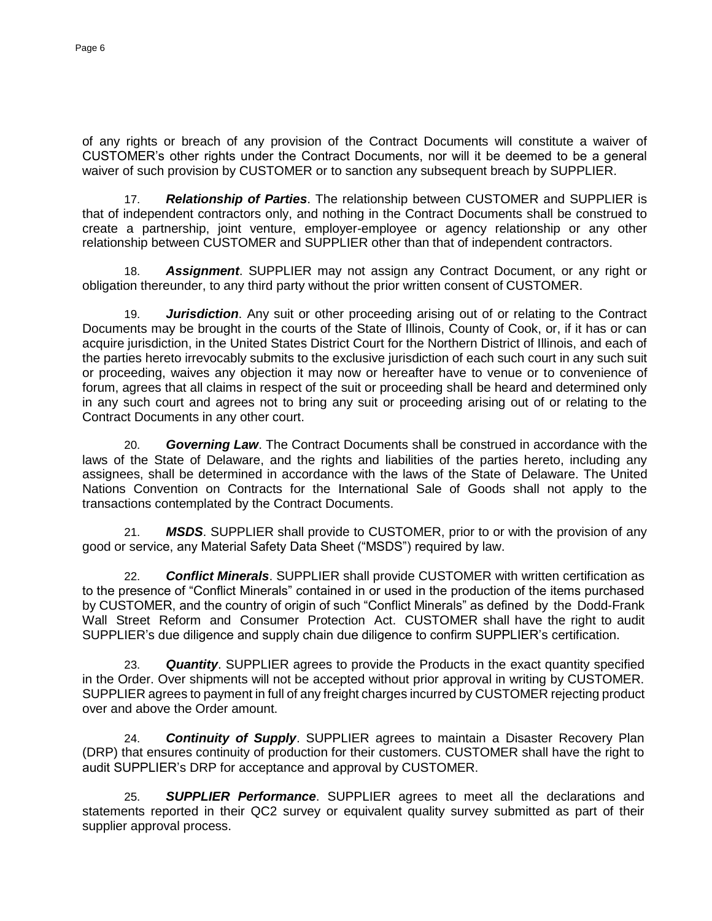of any rights or breach of any provision of the Contract Documents will constitute a waiver of CUSTOMER's other rights under the Contract Documents, nor will it be deemed to be a general waiver of such provision by CUSTOMER or to sanction any subsequent breach by SUPPLIER.

17. ***Relationship of Parties***. The relationship between CUSTOMER and SUPPLIER is that of independent contractors only, and nothing in the Contract Documents shall be construed to create a partnership, joint venture, employer-employee or agency relationship or any other relationship between CUSTOMER and SUPPLIER other than that of independent contractors.

18. ***Assignment***. SUPPLIER may not assign any Contract Document, or any right or obligation thereunder, to any third party without the prior written consent of CUSTOMER.

19. ***Jurisdiction***. Any suit or other proceeding arising out of or relating to the Contract Documents may be brought in the courts of the State of Illinois, County of Cook, or, if it has or can acquire jurisdiction, in the United States District Court for the Northern District of Illinois, and each of the parties hereto irrevocably submits to the exclusive jurisdiction of each such court in any such suit or proceeding, waives any objection it may now or hereafter have to venue or to convenience of forum, agrees that all claims in respect of the suit or proceeding shall be heard and determined only in any such court and agrees not to bring any suit or proceeding arising out of or relating to the Contract Documents in any other court.

20. ***Governing Law***. The Contract Documents shall be construed in accordance with the laws of the State of Delaware, and the rights and liabilities of the parties hereto, including any assignees, shall be determined in accordance with the laws of the State of Delaware. The United Nations Convention on Contracts for the International Sale of Goods shall not apply to the transactions contemplated by the Contract Documents.

21. ***MSDS***. SUPPLIER shall provide to CUSTOMER, prior to or with the provision of any good or service, any Material Safety Data Sheet ("MSDS") required by law.

22. ***Conflict Minerals***. SUPPLIER shall provide CUSTOMER with written certification as to the presence of "Conflict Minerals" contained in or used in the production of the items purchased by CUSTOMER, and the country of origin of such "Conflict Minerals" as defined by the Dodd-Frank Wall Street Reform and Consumer Protection Act. CUSTOMER shall have the right to audit SUPPLIER's due diligence and supply chain due diligence to confirm SUPPLIER's certification.

23. ***Quantity***. SUPPLIER agrees to provide the Products in the exact quantity specified in the Order. Over shipments will not be accepted without prior approval in writing by CUSTOMER. SUPPLIER agrees to payment in full of any freight charges incurred by CUSTOMER rejecting product over and above the Order amount.

24. ***Continuity of Supply***. SUPPLIER agrees to maintain a Disaster Recovery Plan (DRP) that ensures continuity of production for their customers. CUSTOMER shall have the right to audit SUPPLIER's DRP for acceptance and approval by CUSTOMER.

25. ***SUPPLIER Performance***. SUPPLIER agrees to meet all the declarations and statements reported in their QC2 survey or equivalent quality survey submitted as part of their supplier approval process.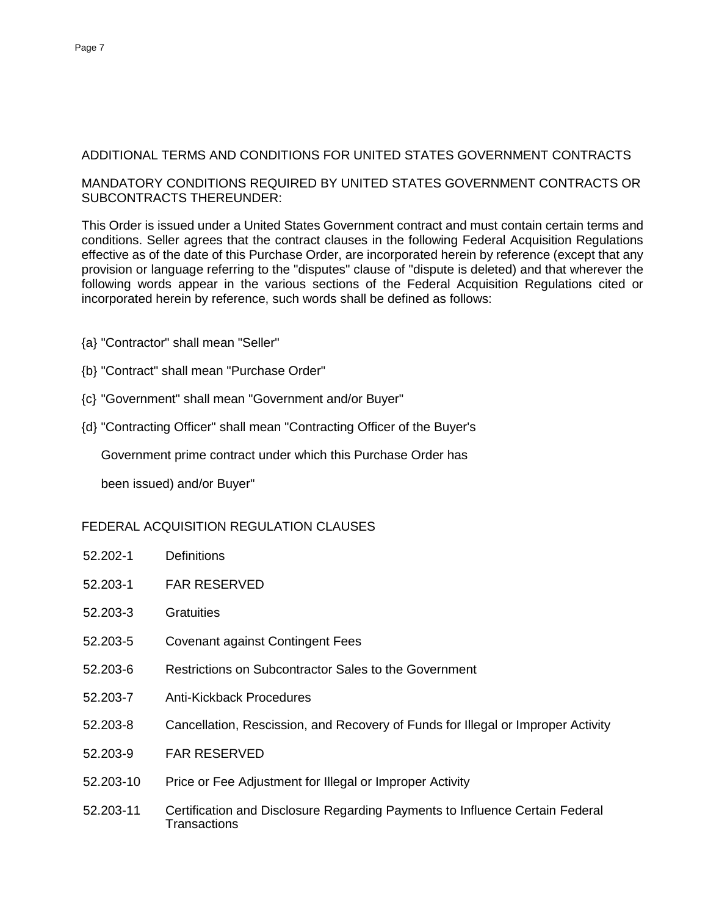ADDITIONAL TERMS AND CONDITIONS FOR UNITED STATES GOVERNMENT CONTRACTS

MANDATORY CONDITIONS REQUIRED BY UNITED STATES GOVERNMENT CONTRACTS OR SUBCONTRACTS THEREUNDER:

This Order is issued under a United States Government contract and must contain certain terms and conditions. Seller agrees that the contract clauses in the following Federal Acquisition Regulations effective as of the date of this Purchase Order, are incorporated herein by reference (except that any provision or language referring to the "disputes" clause of "dispute is deleted) and that wherever the following words appear in the various sections of the Federal Acquisition Regulations cited or incorporated herein by reference, such words shall be defined as follows:

{a} "Contractor" shall mean "Seller"

{b} "Contract" shall mean "Purchase Order"

{c} "Government" shall mean "Government and/or Buyer"

{d} "Contracting Officer" shall mean "Contracting Officer of the Buyer's Government prime contract under which this Purchase Order has been issued) and/or Buyer"

FEDERAL ACQUISITION REGULATION CLAUSES

| | |
|---|---|
| 52.202-1 | Definitions |
| 52.203-1 | FAR RESERVED |
| 52.203-3 | Gratuities |
| 52.203-5 | Covenant against Contingent Fees |
| 52.203-6 | Restrictions on Subcontractor Sales to the Government |
| 52.203-7 | Anti-Kickback Procedures |
| 52.203-8 | Cancellation, Rescission, and Recovery of Funds for Illegal or Improper Activity |
| 52.203-9 | FAR RESERVED |
| 52.203-10 | Price or Fee Adjustment for Illegal or Improper Activity |
| 52.203-11 | Certification and Disclosure Regarding Payments to Influence Certain Federal Transactions |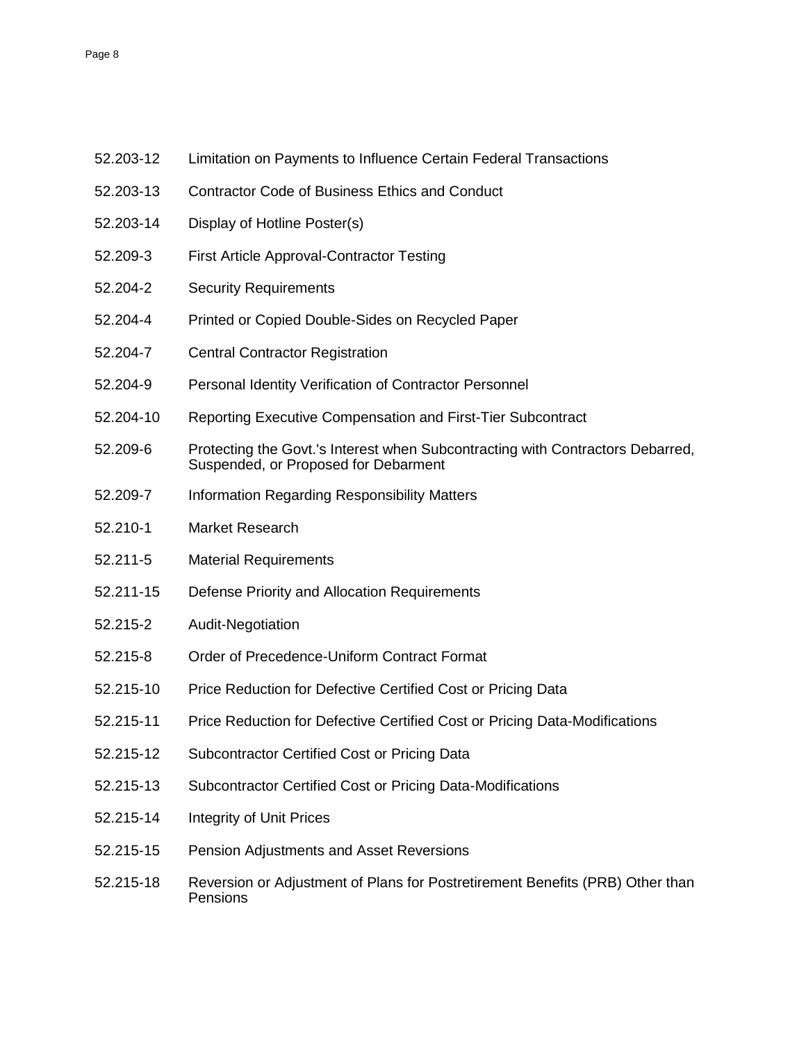| | |
|---|---|
| 52.203-12 | Limitation on Payments to Influence Certain Federal Transactions |
| 52.203-13 | Contractor Code of Business Ethics and Conduct |
| 52.203-14 | Display of Hotline Poster(s) |
| 52.209-3 | First Article Approval-Contractor Testing |
| 52.204-2 | Security Requirements |
| 52.204-4 | Printed or Copied Double-Sides on Recycled Paper |
| 52.204-7 | Central Contractor Registration |
| 52.204-9 | Personal Identity Verification of Contractor Personnel |
| 52.204-10 | Reporting Executive Compensation and First-Tier Subcontract |
| 52.209-6 | Protecting the Govt.'s Interest when Subcontracting with Contractors Debarred, Suspended, or Proposed for Debarment |
| 52.209-7 | Information Regarding Responsibility Matters |
| 52.210-1 | Market Research |
| 52.211-5 | Material Requirements |
| 52.211-15 | Defense Priority and Allocation Requirements |
| 52.215-2 | Audit-Negotiation |
| 52.215-8 | Order of Precedence-Uniform Contract Format |
| 52.215-10 | Price Reduction for Defective Certified Cost or Pricing Data |
| 52.215-11 | Price Reduction for Defective Certified Cost or Pricing Data-Modifications |
| 52.215-12 | Subcontractor Certified Cost or Pricing Data |
| 52.215-13 | Subcontractor Certified Cost or Pricing Data-Modifications |
| 52.215-14 | Integrity of Unit Prices |
| 52.215-15 | Pension Adjustments and Asset Reversions |
| 52.215-18 | Reversion or Adjustment of Plans for Postretirement Benefits (PRB) Other than Pensions |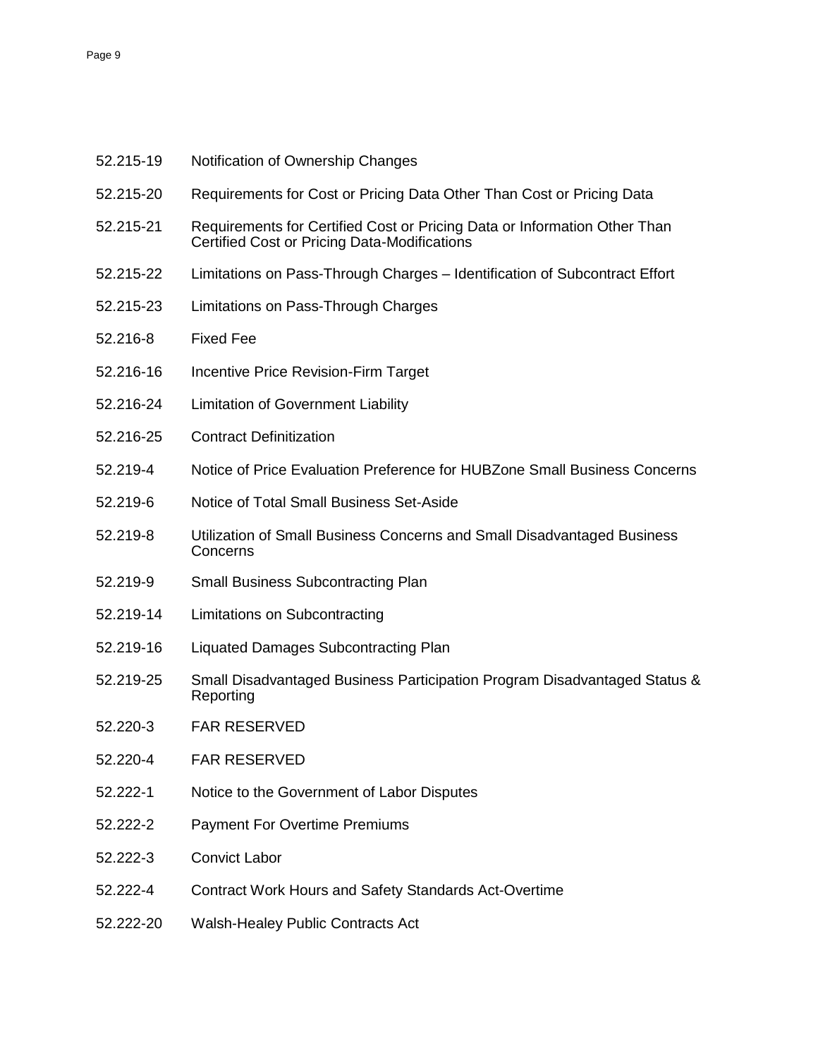| | |
|---|---|
| 52.215-19 | Notification of Ownership Changes |
| 52.215-20 | Requirements for Cost or Pricing Data Other Than Cost or Pricing Data |
| 52.215-21 | Requirements for Certified Cost or Pricing Data or Information Other Than Certified Cost or Pricing Data-Modifications |
| 52.215-22 | Limitations on Pass-Through Charges – Identification of Subcontract Effort |
| 52.215-23 | Limitations on Pass-Through Charges |
| 52.216-8 | Fixed Fee |
| 52.216-16 | Incentive Price Revision-Firm Target |
| 52.216-24 | Limitation of Government Liability |
| 52.216-25 | Contract Definitization |
| 52.219-4 | Notice of Price Evaluation Preference for HUBZone Small Business Concerns |
| 52.219-6 | Notice of Total Small Business Set-Aside |
| 52.219-8 | Utilization of Small Business Concerns and Small Disadvantaged Business Concerns |
| 52.219-9 | Small Business Subcontracting Plan |
| 52.219-14 | Limitations on Subcontracting |
| 52.219-16 | Liquated Damages Subcontracting Plan |
| 52.219-25 | Small Disadvantaged Business Participation Program Disadvantaged Status & Reporting |
| 52.220-3 | FAR RESERVED |
| 52.220-4 | FAR RESERVED |
| 52.222-1 | Notice to the Government of Labor Disputes |
| 52.222-2 | Payment For Overtime Premiums |
| 52.222-3 | Convict Labor |
| 52.222-4 | Contract Work Hours and Safety Standards Act-Overtime |
| 52.222-20 | Walsh-Healey Public Contracts Act |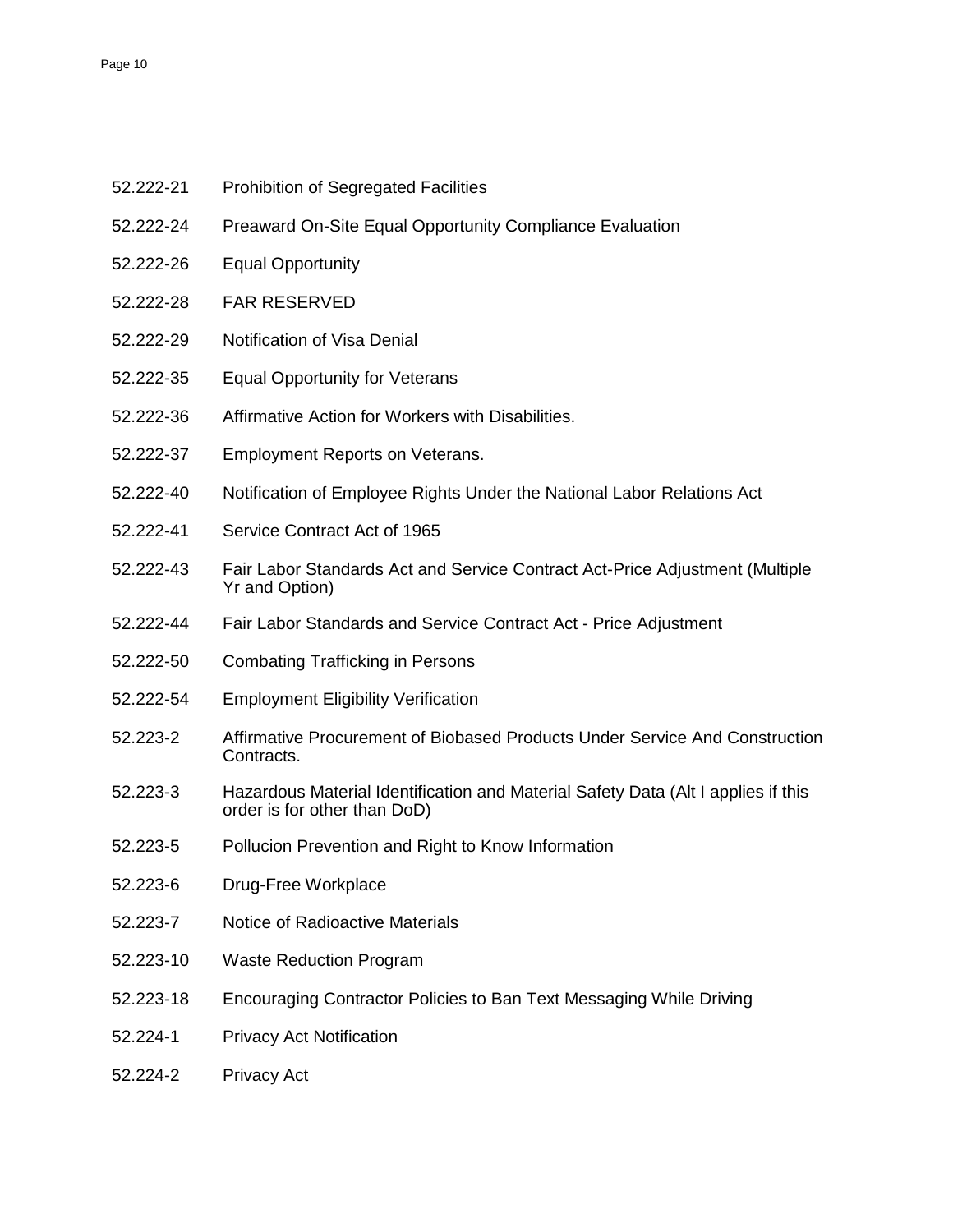| | |
|---|---|
| 52.222-21 | Prohibition of Segregated Facilities |
| 52.222-24 | Preaward On-Site Equal Opportunity Compliance Evaluation |
| 52.222-26 | Equal Opportunity |
| 52.222-28 | FAR RESERVED |
| 52.222-29 | Notification of Visa Denial |
| 52.222-35 | Equal Opportunity for Veterans |
| 52.222-36 | Affirmative Action for Workers with Disabilities. |
| 52.222-37 | Employment Reports on Veterans. |
| 52.222-40 | Notification of Employee Rights Under the National Labor Relations Act |
| 52.222-41 | Service Contract Act of 1965 |
| 52.222-43 | Fair Labor Standards Act and Service Contract Act-Price Adjustment (Multiple Yr and Option) |
| 52.222-44 | Fair Labor Standards and Service Contract Act - Price Adjustment |
| 52.222-50 | Combating Trafficking in Persons |
| 52.222-54 | Employment Eligibility Verification |
| 52.223-2 | Affirmative Procurement of Biobased Products Under Service And Construction Contracts. |
| 52.223-3 | Hazardous Material Identification and Material Safety Data (Alt I applies if this order is for other than DoD) |
| 52.223-5 | Pollucion Prevention and Right to Know Information |
| 52.223-6 | Drug-Free Workplace |
| 52.223-7 | Notice of Radioactive Materials |
| 52.223-10 | Waste Reduction Program |
| 52.223-18 | Encouraging Contractor Policies to Ban Text Messaging While Driving |
| 52.224-1 | Privacy Act Notification |
| 52.224-2 | Privacy Act |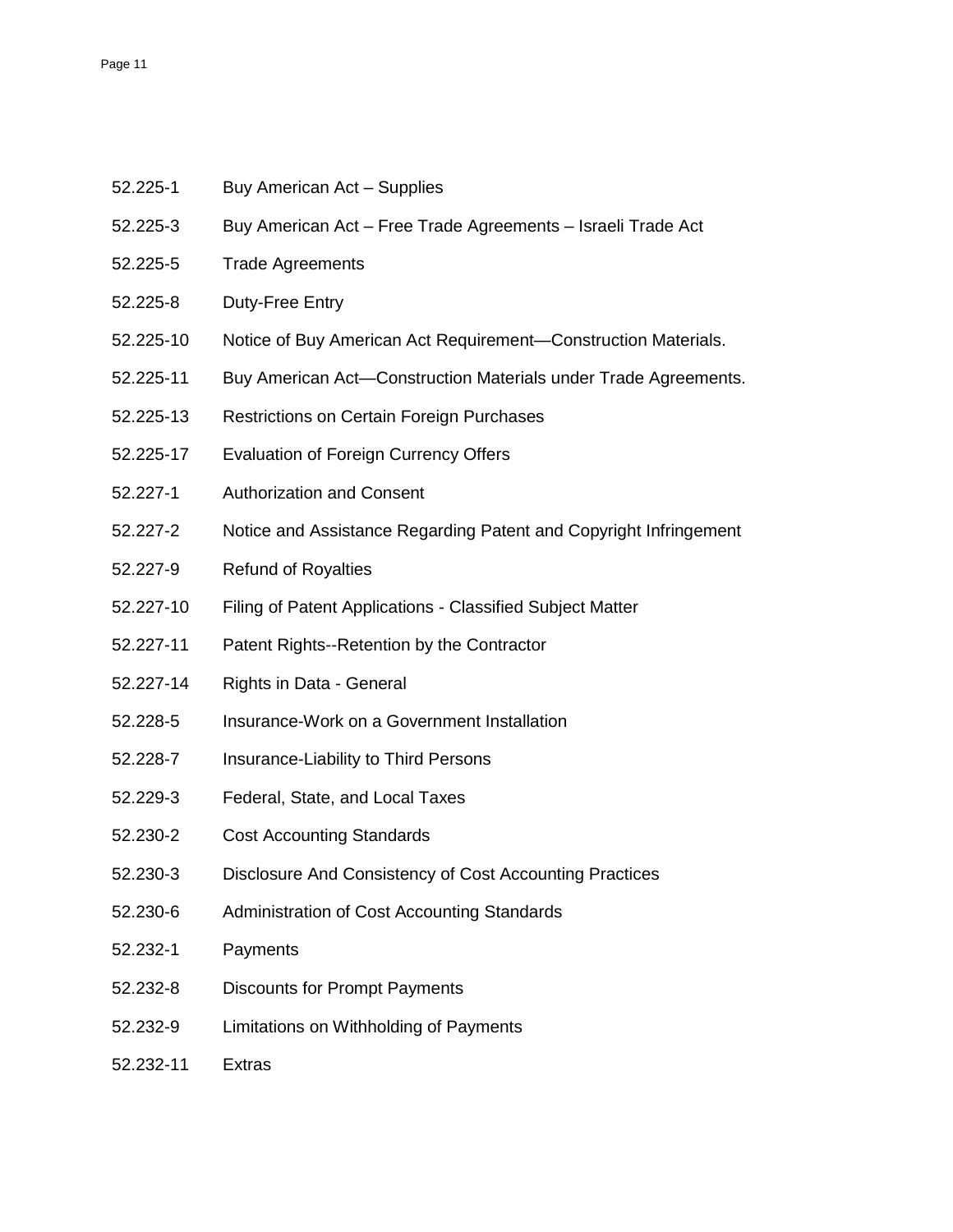| | |
|---|---|
| 52.225-1 | Buy American Act – Supplies |
| 52.225-3 | Buy American Act – Free Trade Agreements – Israeli Trade Act |
| 52.225-5 | Trade Agreements |
| 52.225-8 | Duty-Free Entry |
| 52.225-10 | Notice of Buy American Act Requirement—Construction Materials. |
| 52.225-11 | Buy American Act—Construction Materials under Trade Agreements. |
| 52.225-13 | Restrictions on Certain Foreign Purchases |
| 52.225-17 | Evaluation of Foreign Currency Offers |
| 52.227-1 | Authorization and Consent |
| 52.227-2 | Notice and Assistance Regarding Patent and Copyright Infringement |
| 52.227-9 | Refund of Royalties |
| 52.227-10 | Filing of Patent Applications - Classified Subject Matter |
| 52.227-11 | Patent Rights--Retention by the Contractor |
| 52.227-14 | Rights in Data - General |
| 52.228-5 | Insurance-Work on a Government Installation |
| 52.228-7 | Insurance-Liability to Third Persons |
| 52.229-3 | Federal, State, and Local Taxes |
| 52.230-2 | Cost Accounting Standards |
| 52.230-3 | Disclosure And Consistency of Cost Accounting Practices |
| 52.230-6 | Administration of Cost Accounting Standards |
| 52.232-1 | Payments |
| 52.232-8 | Discounts for Prompt Payments |
| 52.232-9 | Limitations on Withholding of Payments |
| 52.232-11 | Extras |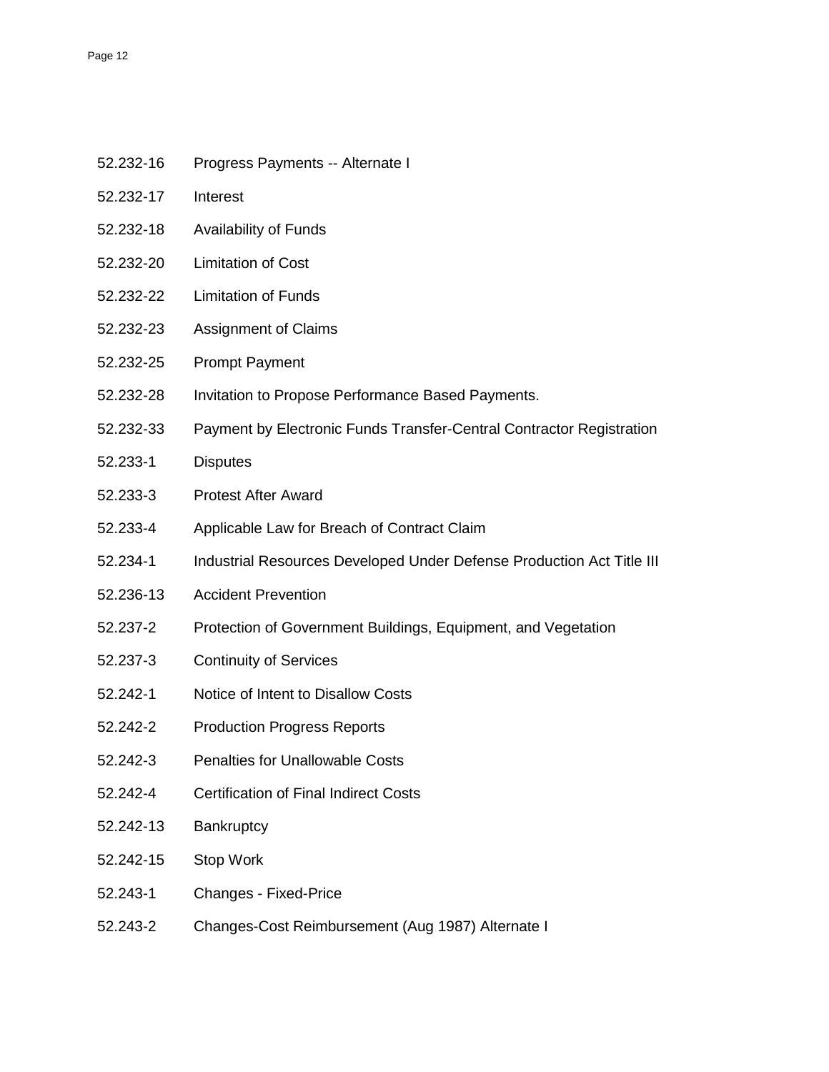| | |
|---|---|
| 52.232-16 | Progress Payments -- Alternate I |
| 52.232-17 | Interest |
| 52.232-18 | Availability of Funds |
| 52.232-20 | Limitation of Cost |
| 52.232-22 | Limitation of Funds |
| 52.232-23 | Assignment of Claims |
| 52.232-25 | Prompt Payment |
| 52.232-28 | Invitation to Propose Performance Based Payments. |
| 52.232-33 | Payment by Electronic Funds Transfer-Central Contractor Registration |
| 52.233-1 | Disputes |
| 52.233-3 | Protest After Award |
| 52.233-4 | Applicable Law for Breach of Contract Claim |
| 52.234-1 | Industrial Resources Developed Under Defense Production Act Title III |
| 52.236-13 | Accident Prevention |
| 52.237-2 | Protection of Government Buildings, Equipment, and Vegetation |
| 52.237-3 | Continuity of Services |
| 52.242-1 | Notice of Intent to Disallow Costs |
| 52.242-2 | Production Progress Reports |
| 52.242-3 | Penalties for Unallowable Costs |
| 52.242-4 | Certification of Final Indirect Costs |
| 52.242-13 | Bankruptcy |
| 52.242-15 | Stop Work |
| 52.243-1 | Changes - Fixed-Price |
| 52.243-2 | Changes-Cost Reimbursement (Aug 1987) Alternate I |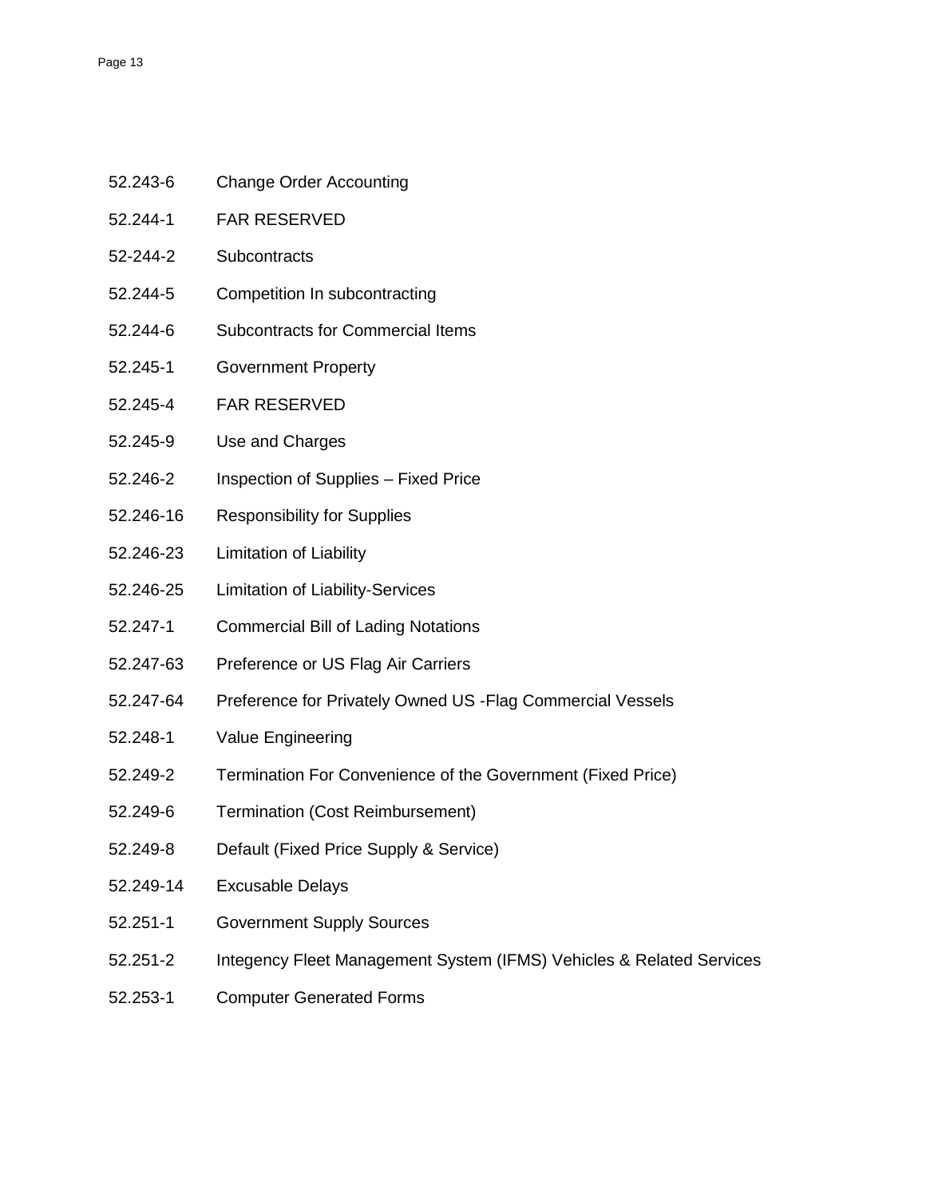| | |
|---|---|
| 52.243-6 | Change Order Accounting |
| 52.244-1 | FAR RESERVED |
| 52-244-2 | Subcontracts |
| 52.244-5 | Competition In subcontracting |
| 52.244-6 | Subcontracts for Commercial Items |
| 52.245-1 | Government Property |
| 52.245-4 | FAR RESERVED |
| 52.245-9 | Use and Charges |
| 52.246-2 | Inspection of Supplies – Fixed Price |
| 52.246-16 | Responsibility for Supplies |
| 52.246-23 | Limitation of Liability |
| 52.246-25 | Limitation of Liability-Services |
| 52.247-1 | Commercial Bill of Lading Notations |
| 52.247-63 | Preference or US Flag Air Carriers |
| 52.247-64 | Preference for Privately Owned US -Flag Commercial Vessels |
| 52.248-1 | Value Engineering |
| 52.249-2 | Termination For Convenience of the Government (Fixed Price) |
| 52.249-6 | Termination (Cost Reimbursement) |
| 52.249-8 | Default (Fixed Price Supply & Service) |
| 52.249-14 | Excusable Delays |
| 52.251-1 | Government Supply Sources |
| 52.251-2 | Integency Fleet Management System (IFMS) Vehicles & Related Services |
| 52.253-1 | Computer Generated Forms |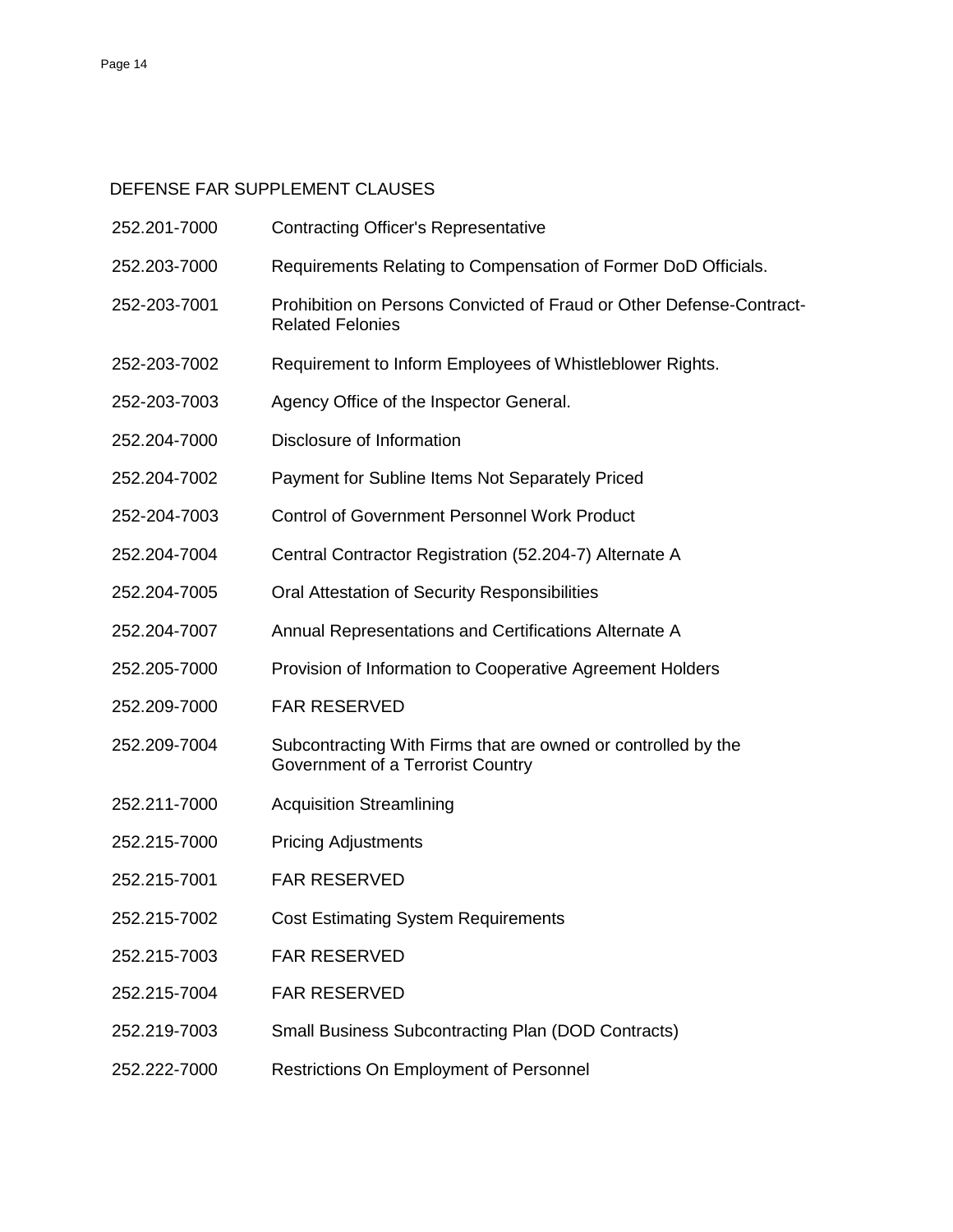## DEFENSE FAR SUPPLEMENT CLAUSES

| | |
|---|---|
| 252.201-7000 | Contracting Officer's Representative |
| 252.203-7000 | Requirements Relating to Compensation of Former DoD Officials. |
| 252-203-7001 | Prohibition on Persons Convicted of Fraud or Other Defense-Contract-Related Felonies |
| 252-203-7002 | Requirement to Inform Employees of Whistleblower Rights. |
| 252-203-7003 | Agency Office of the Inspector General. |
| 252.204-7000 | Disclosure of Information |
| 252-204-7002 | Payment for Subline Items Not Separately Priced |
| 252-204-7003 | Control of Government Personnel Work Product |
| 252.204-7004 | Central Contractor Registration (52.204-7) Alternate A |
| 252.204-7005 | Oral Attestation of Security Responsibilities |
| 252.204-7007 | Annual Representations and Certifications Alternate A |
| 252.205-7000 | Provision of Information to Cooperative Agreement Holders |
| 252.209-7000 | FAR RESERVED |
| 252.209-7004 | Subcontracting With Firms that are owned or controlled by the Government of a Terrorist Country |
| 252.211-7000 | Acquisition Streamlining |
| 252.215-7000 | Pricing Adjustments |
| 252.215-7001 | FAR RESERVED |
| 252.215-7002 | Cost Estimating System Requirements |
| 252.215-7003 | FAR RESERVED |
| 252.215-7004 | FAR RESERVED |
| 252.219-7003 | Small Business Subcontracting Plan (DOD Contracts) |
| 252.222-7000 | Restrictions On Employment of Personnel |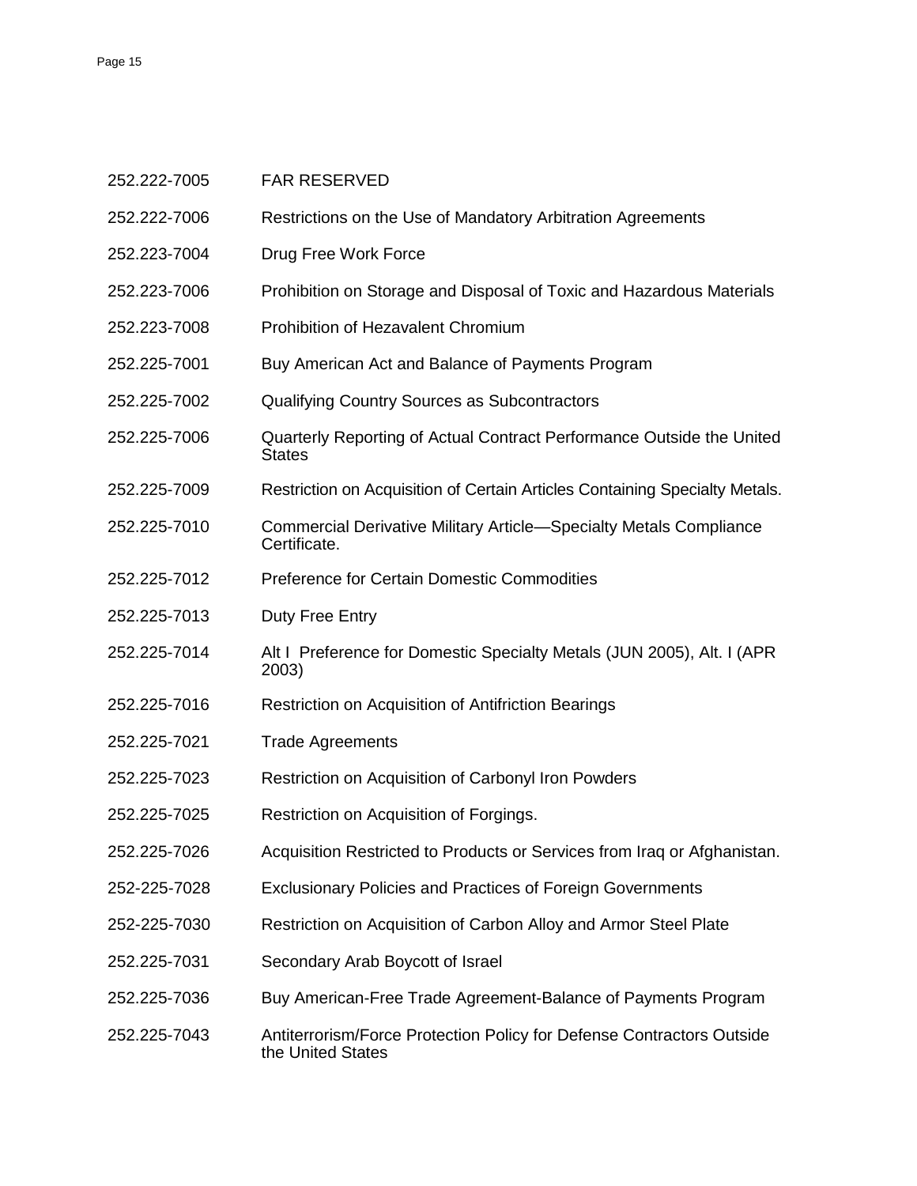| | |
|---|---|
| 252.222-7005 | FAR RESERVED |
| 252.222-7006 | Restrictions on the Use of Mandatory Arbitration Agreements |
| 252.223-7004 | Drug Free Work Force |
| 252.223-7006 | Prohibition on Storage and Disposal of Toxic and Hazardous Materials |
| 252.223-7008 | Prohibition of Hezavalent Chromium |
| 252.225-7001 | Buy American Act and Balance of Payments Program |
| 252.225-7002 | Qualifying Country Sources as Subcontractors |
| 252.225-7006 | Quarterly Reporting of Actual Contract Performance Outside the United States |
| 252.225-7009 | Restriction on Acquisition of Certain Articles Containing Specialty Metals. |
| 252.225-7010 | Commercial Derivative Military Article—Specialty Metals Compliance Certificate. |
| 252.225-7012 | Preference for Certain Domestic Commodities |
| 252.225-7013 | Duty Free Entry |
| 252.225-7014 | Alt I Preference for Domestic Specialty Metals (JUN 2005), Alt. I (APR 2003) |
| 252.225-7016 | Restriction on Acquisition of Antifriction Bearings |
| 252.225-7021 | Trade Agreements |
| 252.225-7023 | Restriction on Acquisition of Carbonyl Iron Powders |
| 252.225-7025 | Restriction on Acquisition of Forgings. |
| 252.225-7026 | Acquisition Restricted to Products or Services from Iraq or Afghanistan. |
| 252-225-7028 | Exclusionary Policies and Practices of Foreign Governments |
| 252-225-7030 | Restriction on Acquisition of Carbon Alloy and Armor Steel Plate |
| 252.225-7031 | Secondary Arab Boycott of Israel |
| 252.225-7036 | Buy American-Free Trade Agreement-Balance of Payments Program |
| 252.225-7043 | Antiterrorism/Force Protection Policy for Defense Contractors Outside the United States |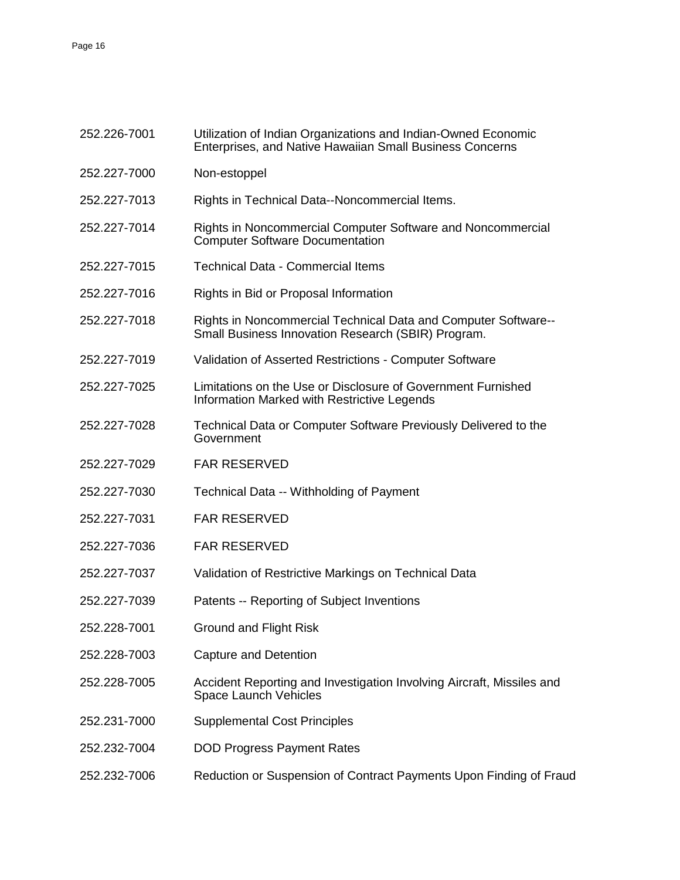| | |
|---|---|
| 252.226-7001 | Utilization of Indian Organizations and Indian-Owned Economic Enterprises, and Native Hawaiian Small Business Concerns |
| 252.227-7000 | Non-estoppel |
| 252.227-7013 | Rights in Technical Data--Noncommercial Items. |
| 252.227-7014 | Rights in Noncommercial Computer Software and Noncommercial Computer Software Documentation |
| 252.227-7015 | Technical Data - Commercial Items |
| 252.227-7016 | Rights in Bid or Proposal Information |
| 252.227-7018 | Rights in Noncommercial Technical Data and Computer Software--Small Business Innovation Research (SBIR) Program. |
| 252.227-7019 | Validation of Asserted Restrictions - Computer Software |
| 252.227-7025 | Limitations on the Use or Disclosure of Government Furnished Information Marked with Restrictive Legends |
| 252.227-7028 | Technical Data or Computer Software Previously Delivered to the Government |
| 252.227-7029 | FAR RESERVED |
| 252.227-7030 | Technical Data -- Withholding of Payment |
| 252.227-7031 | FAR RESERVED |
| 252.227-7036 | FAR RESERVED |
| 252.227-7037 | Validation of Restrictive Markings on Technical Data |
| 252.227-7039 | Patents -- Reporting of Subject Inventions |
| 252.228-7001 | Ground and Flight Risk |
| 252.228-7003 | Capture and Detention |
| 252.228-7005 | Accident Reporting and Investigation Involving Aircraft, Missiles and Space Launch Vehicles |
| 252.231-7000 | Supplemental Cost Principles |
| 252.232-7004 | DOD Progress Payment Rates |
| 252.232-7006 | Reduction or Suspension of Contract Payments Upon Finding of Fraud |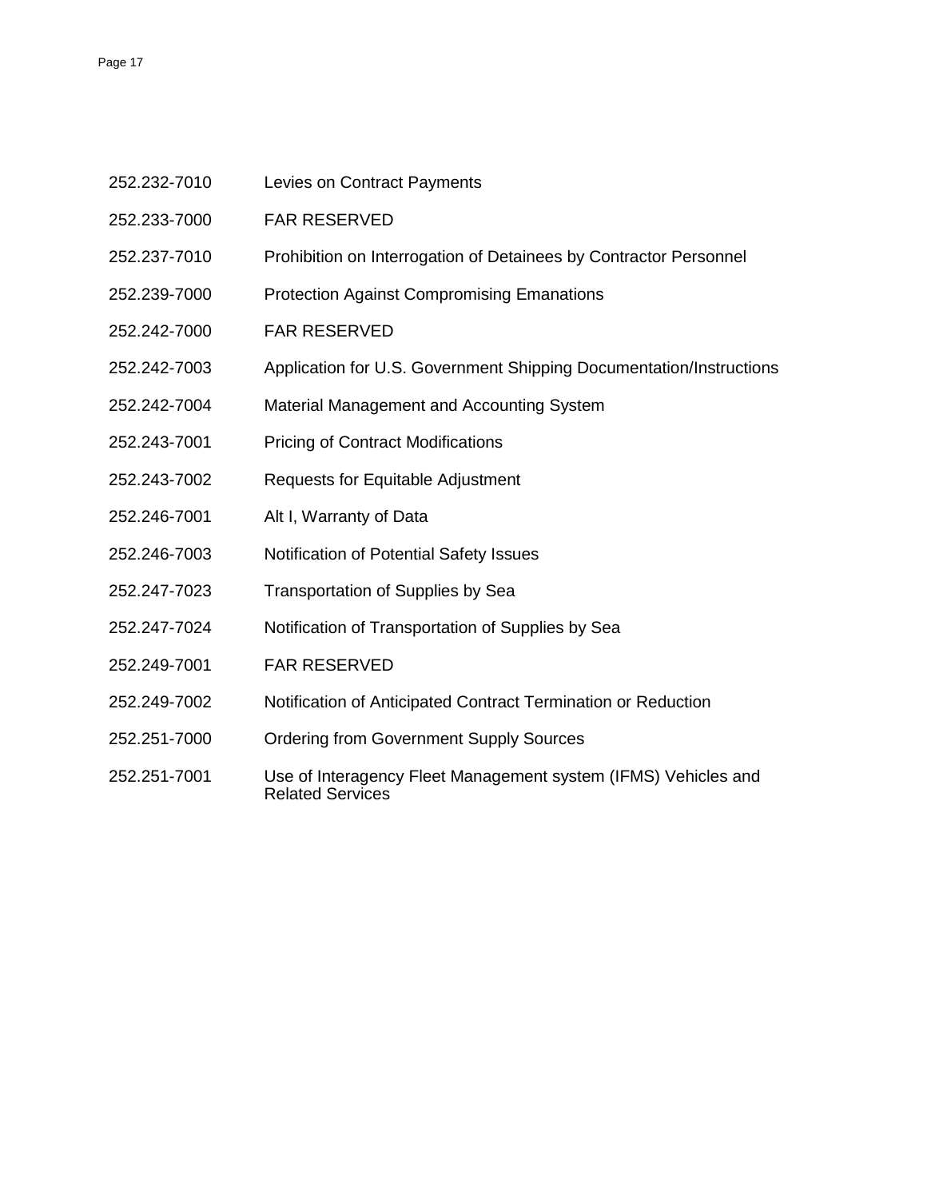| | |
|---|---|
| 252.232-7010 | Levies on Contract Payments |
| 252.233-7000 | FAR RESERVED |
| 252.237-7010 | Prohibition on Interrogation of Detainees by Contractor Personnel |
| 252.239-7000 | Protection Against Compromising Emanations |
| 252.242-7000 | FAR RESERVED |
| 252.242-7003 | Application for U.S. Government Shipping Documentation/Instructions |
| 252.242-7004 | Material Management and Accounting System |
| 252.243-7001 | Pricing of Contract Modifications |
| 252.243-7002 | Requests for Equitable Adjustment |
| 252.246-7001 | Alt I, Warranty of Data |
| 252.246-7003 | Notification of Potential Safety Issues |
| 252.247-7023 | Transportation of Supplies by Sea |
| 252.247-7024 | Notification of Transportation of Supplies by Sea |
| 252.249-7001 | FAR RESERVED |
| 252.249-7002 | Notification of Anticipated Contract Termination or Reduction |
| 252.251-7000 | Ordering from Government Supply Sources |
| 252.251-7001 | Use of Interagency Fleet Management system (IFMS) Vehicles and Related Services |